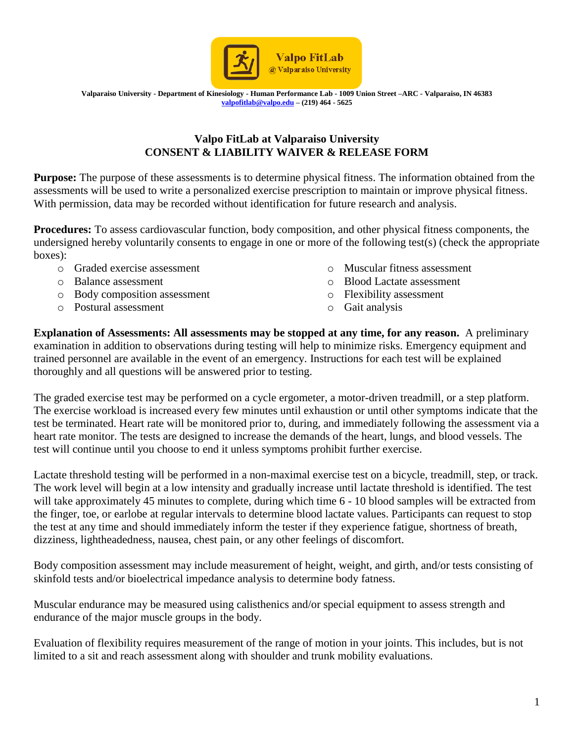Valpo FitLab
@ Valparaiso University

**Valparaiso University - Department of Kinesiology - Human Performance Lab - 1009 Union Street –ARC - Valparaiso, IN 46383**
**valpofitlab@valpo.edu – (219) 464 - 5625**

## Valpo FitLab at Valparaiso University
## CONSENT & LIABILITY WAIVER & RELEASE FORM

**Purpose:** The purpose of these assessments is to determine physical fitness. The information obtained from the assessments will be used to write a personalized exercise prescription to maintain or improve physical fitness. With permission, data may be recorded without identification for future research and analysis.

**Procedures:** To assess cardiovascular function, body composition, and other physical fitness components, the undersigned hereby voluntarily consents to engage in one or more of the following test(s) (check the appropriate boxes):

- ○ Graded exercise assessment
- ○ Balance assessment
- ○ Body composition assessment
- ○ Postural assessment
- ○ Muscular fitness assessment
- ○ Blood Lactate assessment
- ○ Flexibility assessment
- ○ Gait analysis

**Explanation of Assessments: All assessments may be stopped at any time, for any reason.** A preliminary examination in addition to observations during testing will help to minimize risks. Emergency equipment and trained personnel are available in the event of an emergency. Instructions for each test will be explained thoroughly and all questions will be answered prior to testing.

The graded exercise test may be performed on a cycle ergometer, a motor-driven treadmill, or a step platform. The exercise workload is increased every few minutes until exhaustion or until other symptoms indicate that the test be terminated. Heart rate will be monitored prior to, during, and immediately following the assessment via a heart rate monitor. The tests are designed to increase the demands of the heart, lungs, and blood vessels. The test will continue until you choose to end it unless symptoms prohibit further exercise.

Lactate threshold testing will be performed in a non-maximal exercise test on a bicycle, treadmill, step, or track. The work level will begin at a low intensity and gradually increase until lactate threshold is identified. The test will take approximately 45 minutes to complete, during which time 6 - 10 blood samples will be extracted from the finger, toe, or earlobe at regular intervals to determine blood lactate values. Participants can request to stop the test at any time and should immediately inform the tester if they experience fatigue, shortness of breath, dizziness, lightheadedness, nausea, chest pain, or any other feelings of discomfort.

Body composition assessment may include measurement of height, weight, and girth, and/or tests consisting of skinfold tests and/or bioelectrical impedance analysis to determine body fatness.

Muscular endurance may be measured using calisthenics and/or special equipment to assess strength and endurance of the major muscle groups in the body.

Evaluation of flexibility requires measurement of the range of motion in your joints. This includes, but is not limited to a sit and reach assessment along with shoulder and trunk mobility evaluations.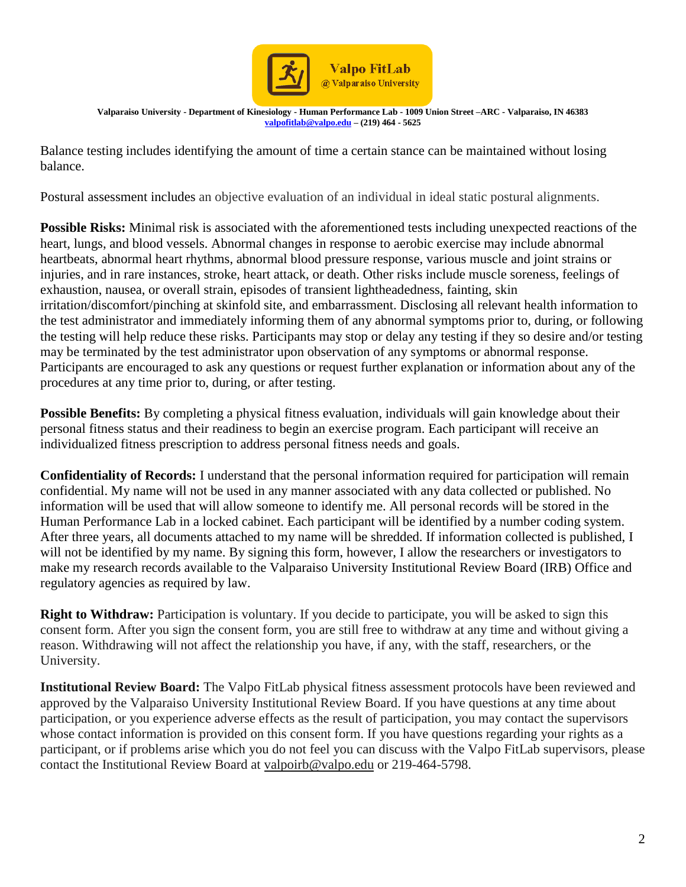Balance testing includes identifying the amount of time a certain stance can be maintained without losing balance.

Postural assessment includes an objective evaluation of an individual in ideal static postural alignments.

**Possible Risks:** Minimal risk is associated with the aforementioned tests including unexpected reactions of the heart, lungs, and blood vessels. Abnormal changes in response to aerobic exercise may include abnormal heartbeats, abnormal heart rhythms, abnormal blood pressure response, various muscle and joint strains or injuries, and in rare instances, stroke, heart attack, or death. Other risks include muscle soreness, feelings of exhaustion, nausea, or overall strain, episodes of transient lightheadedness, fainting, skin irritation/discomfort/pinching at skinfold site, and embarrassment. Disclosing all relevant health information to the test administrator and immediately informing them of any abnormal symptoms prior to, during, or following the testing will help reduce these risks. Participants may stop or delay any testing if they so desire and/or testing may be terminated by the test administrator upon observation of any symptoms or abnormal response. Participants are encouraged to ask any questions or request further explanation or information about any of the procedures at any time prior to, during, or after testing.

**Possible Benefits:** By completing a physical fitness evaluation, individuals will gain knowledge about their personal fitness status and their readiness to begin an exercise program. Each participant will receive an individualized fitness prescription to address personal fitness needs and goals.

**Confidentiality of Records:** I understand that the personal information required for participation will remain confidential. My name will not be used in any manner associated with any data collected or published. No information will be used that will allow someone to identify me. All personal records will be stored in the Human Performance Lab in a locked cabinet. Each participant will be identified by a number coding system. After three years, all documents attached to my name will be shredded. If information collected is published, I will not be identified by my name. By signing this form, however, I allow the researchers or investigators to make my research records available to the Valparaiso University Institutional Review Board (IRB) Office and regulatory agencies as required by law.

**Right to Withdraw:** Participation is voluntary. If you decide to participate, you will be asked to sign this consent form. After you sign the consent form, you are still free to withdraw at any time and without giving a reason. Withdrawing will not affect the relationship you have, if any, with the staff, researchers, or the University.

**Institutional Review Board:** The Valpo FitLab physical fitness assessment protocols have been reviewed and approved by the Valparaiso University Institutional Review Board. If you have questions at any time about participation, or you experience adverse effects as the result of participation, you may contact the supervisors whose contact information is provided on this consent form. If you have questions regarding your rights as a participant, or if problems arise which you do not feel you can discuss with the Valpo FitLab supervisors, please contact the Institutional Review Board at valpoirb@valpo.edu or 219-464-5798.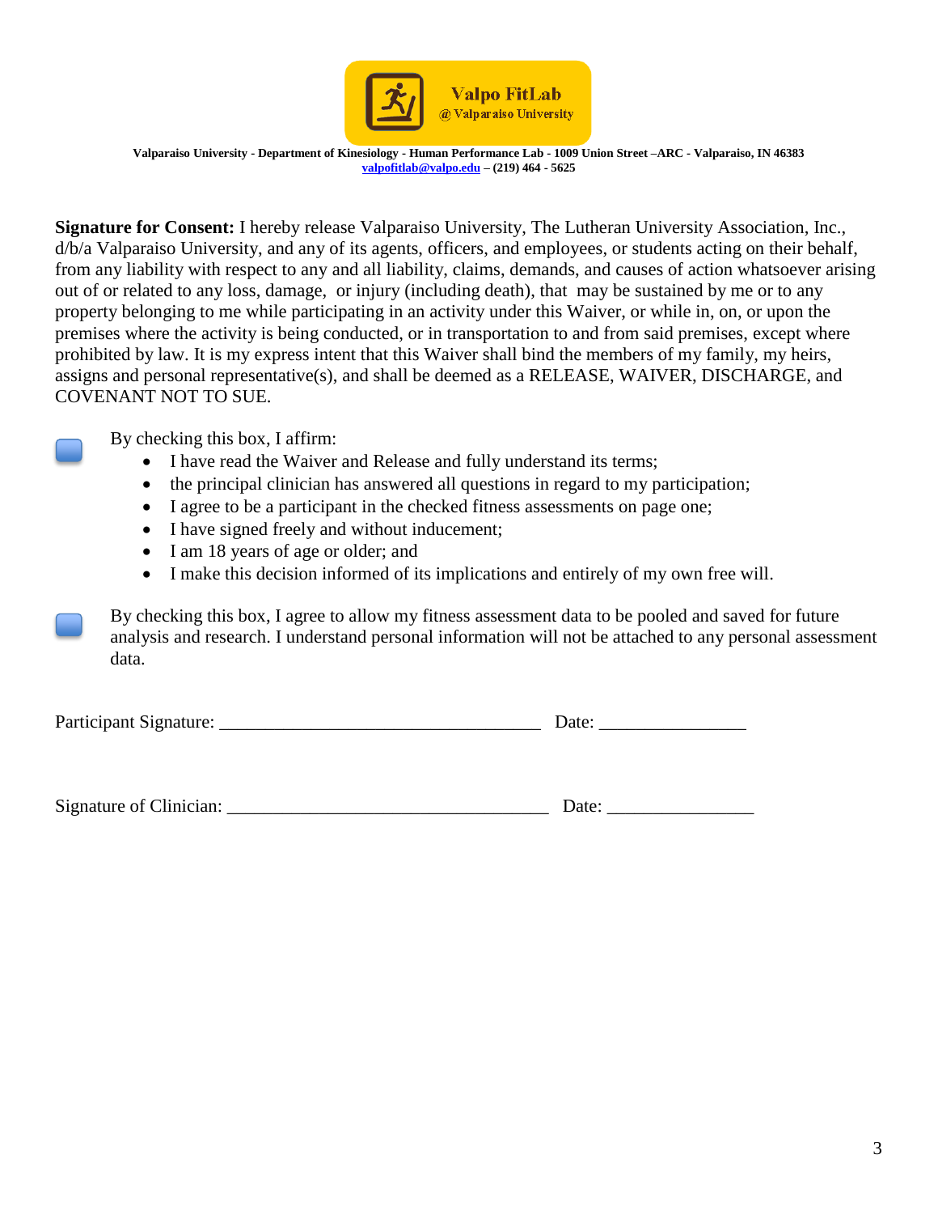Valpo FitLab
@ Valparaiso University

**Valparaiso University - Department of Kinesiology - Human Performance Lab - 1009 Union Street –ARC - Valparaiso, IN 46383**
**valpofitlab@valpo.edu – (219) 464 - 5625**

**Signature for Consent:** I hereby release Valparaiso University, The Lutheran University Association, Inc., d/b/a Valparaiso University, and any of its agents, officers, and employees, or students acting on their behalf, from any liability with respect to any and all liability, claims, demands, and causes of action whatsoever arising out of or related to any loss, damage, or injury (including death), that may be sustained by me or to any property belonging to me while participating in an activity under this Waiver, or while in, on, or upon the premises where the activity is being conducted, or in transportation to and from said premises, except where prohibited by law. It is my express intent that this Waiver shall bind the members of my family, my heirs, assigns and personal representative(s), and shall be deemed as a RELEASE, WAIVER, DISCHARGE, and COVENANT NOT TO SUE.

☐ By checking this box, I affirm:

- I have read the Waiver and Release and fully understand its terms;
- the principal clinician has answered all questions in regard to my participation;
- I agree to be a participant in the checked fitness assessments on page one;
- I have signed freely and without inducement;
- I am 18 years of age or older; and
- I make this decision informed of its implications and entirely of my own free will.

☐ By checking this box, I agree to allow my fitness assessment data to be pooled and saved for future analysis and research. I understand personal information will not be attached to any personal assessment data.

Participant Signature: ___________________________________ Date: ________________

Signature of Clinician: ___________________________________ Date: ________________